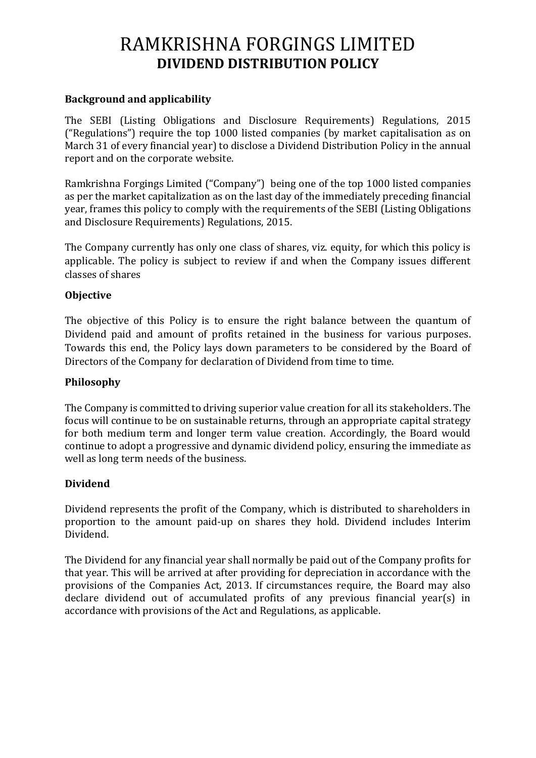# RAMKRISHNA FORGINGS LIMITED
## DIVIDEND DISTRIBUTION POLICY

### Background and applicability

The SEBI (Listing Obligations and Disclosure Requirements) Regulations, 2015 ("Regulations") require the top 1000 listed companies (by market capitalisation as on March 31 of every financial year) to disclose a Dividend Distribution Policy in the annual report and on the corporate website.

Ramkrishna Forgings Limited ("Company") being one of the top 1000 listed companies as per the market capitalization as on the last day of the immediately preceding financial year, frames this policy to comply with the requirements of the SEBI (Listing Obligations and Disclosure Requirements) Regulations, 2015.

The Company currently has only one class of shares, viz. equity, for which this policy is applicable. The policy is subject to review if and when the Company issues different classes of shares

### Objective

The objective of this Policy is to ensure the right balance between the quantum of Dividend paid and amount of profits retained in the business for various purposes. Towards this end, the Policy lays down parameters to be considered by the Board of Directors of the Company for declaration of Dividend from time to time.

### Philosophy

The Company is committed to driving superior value creation for all its stakeholders. The focus will continue to be on sustainable returns, through an appropriate capital strategy for both medium term and longer term value creation. Accordingly, the Board would continue to adopt a progressive and dynamic dividend policy, ensuring the immediate as well as long term needs of the business.

### Dividend

Dividend represents the profit of the Company, which is distributed to shareholders in proportion to the amount paid-up on shares they hold. Dividend includes Interim Dividend.

The Dividend for any financial year shall normally be paid out of the Company profits for that year. This will be arrived at after providing for depreciation in accordance with the provisions of the Companies Act, 2013. If circumstances require, the Board may also declare dividend out of accumulated profits of any previous financial year(s) in accordance with provisions of the Act and Regulations, as applicable.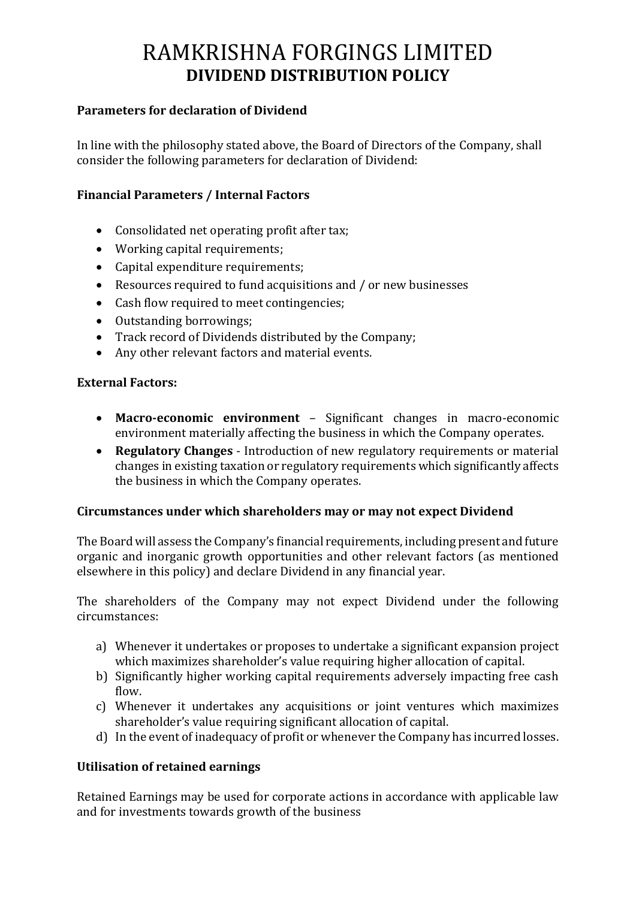# RAMKRISHNA FORGINGS LIMITED

## DIVIDEND DISTRIBUTION POLICY

### Parameters for declaration of Dividend

In line with the philosophy stated above, the Board of Directors of the Company, shall consider the following parameters for declaration of Dividend:

### Financial Parameters / Internal Factors

- Consolidated net operating profit after tax;
- Working capital requirements;
- Capital expenditure requirements;
- Resources required to fund acquisitions and / or new businesses
- Cash flow required to meet contingencies;
- Outstanding borrowings;
- Track record of Dividends distributed by the Company;
- Any other relevant factors and material events.

### External Factors:

- **Macro-economic environment** – Significant changes in macro-economic environment materially affecting the business in which the Company operates.
- **Regulatory Changes** - Introduction of new regulatory requirements or material changes in existing taxation or regulatory requirements which significantly affects the business in which the Company operates.

### Circumstances under which shareholders may or may not expect Dividend

The Board will assess the Company's financial requirements, including present and future organic and inorganic growth opportunities and other relevant factors (as mentioned elsewhere in this policy) and declare Dividend in any financial year.

The shareholders of the Company may not expect Dividend under the following circumstances:

a) Whenever it undertakes or proposes to undertake a significant expansion project which maximizes shareholder's value requiring higher allocation of capital.
b) Significantly higher working capital requirements adversely impacting free cash flow.
c) Whenever it undertakes any acquisitions or joint ventures which maximizes shareholder's value requiring significant allocation of capital.
d) In the event of inadequacy of profit or whenever the Company has incurred losses.

### Utilisation of retained earnings

Retained Earnings may be used for corporate actions in accordance with applicable law and for investments towards growth of the business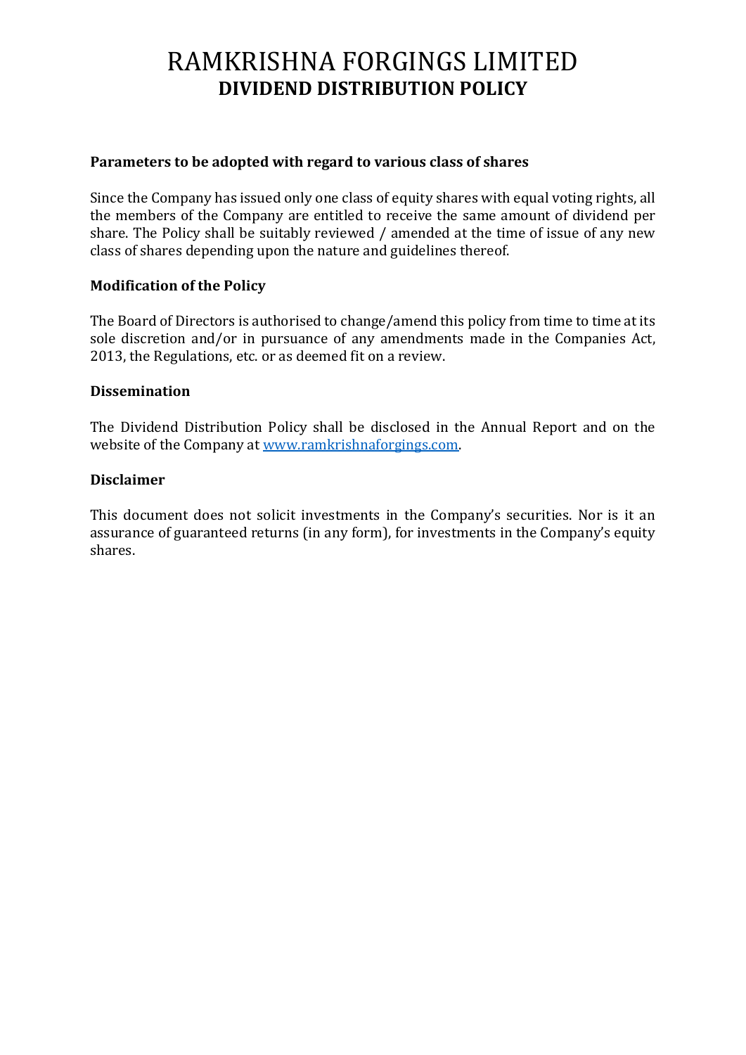# RAMKRISHNA FORGINGS LIMITED
## DIVIDEND DISTRIBUTION POLICY

**Parameters to be adopted with regard to various class of shares**

Since the Company has issued only one class of equity shares with equal voting rights, all the members of the Company are entitled to receive the same amount of dividend per share. The Policy shall be suitably reviewed / amended at the time of issue of any new class of shares depending upon the nature and guidelines thereof.

**Modification of the Policy**

The Board of Directors is authorised to change/amend this policy from time to time at its sole discretion and/or in pursuance of any amendments made in the Companies Act, 2013, the Regulations, etc. or as deemed fit on a review.

**Dissemination**

The Dividend Distribution Policy shall be disclosed in the Annual Report and on the website of the Company at [www.ramkrishnaforgings.com](http://www.ramkrishnaforgings.com).

**Disclaimer**

This document does not solicit investments in the Company's securities. Nor is it an assurance of guaranteed returns (in any form), for investments in the Company's equity shares.